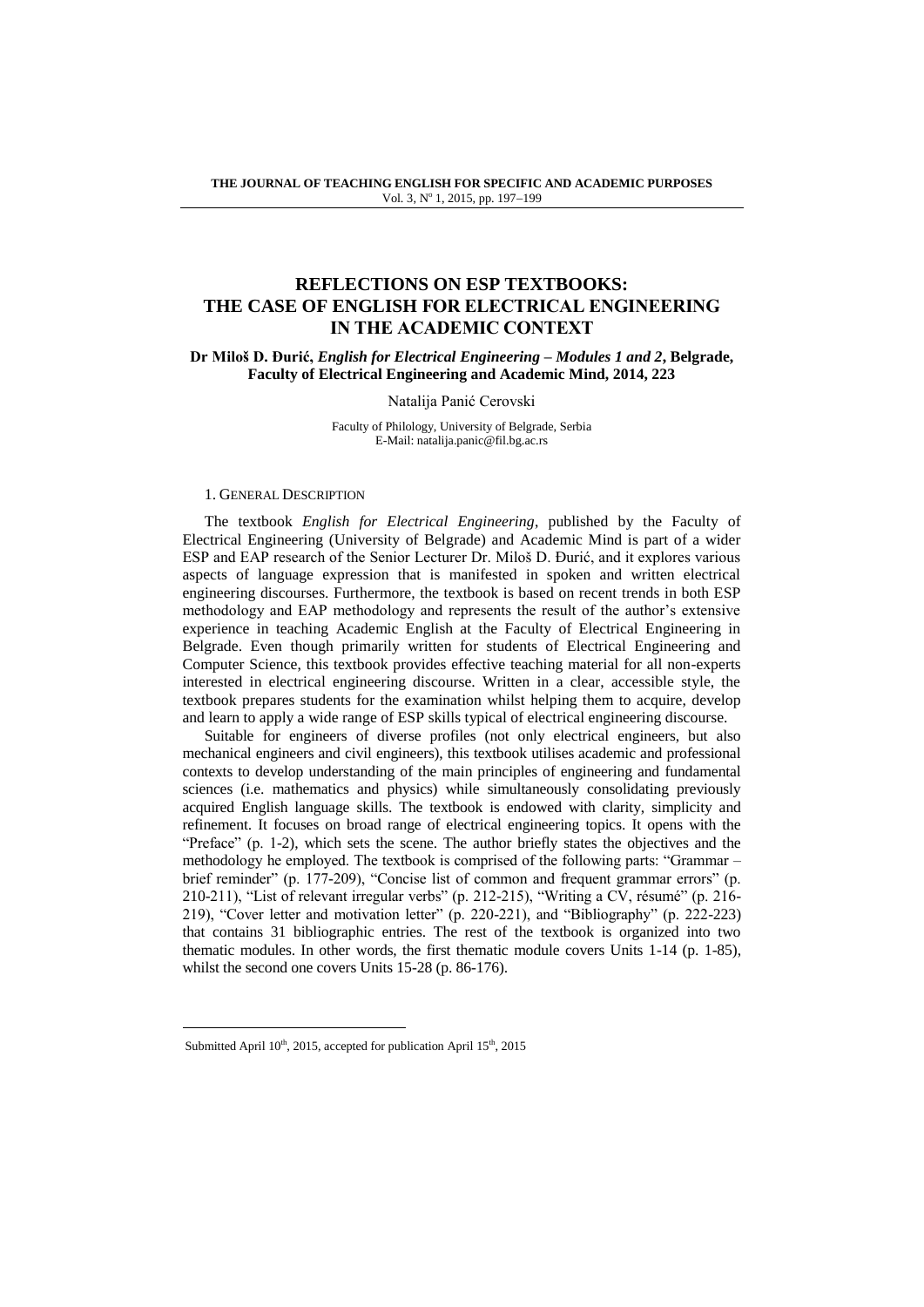# REFLECTIONS ON ESP TEXTBOOKS: THE CASE OF ENGLISH FOR ELECTRICAL ENGINEERING IN THE ACADEMIC CONTEXT

**Dr Miloš D. Đurić, *English for Electrical Engineering – Modules 1 and 2*, Belgrade, Faculty of Electrical Engineering and Academic Mind, 2014, 223**

Natalija Panić Cerovski

Faculty of Philology, University of Belgrade, Serbia
E-Mail: natalija.panic@fil.bg.ac.rs

## 1. General Description

The textbook *English for Electrical Engineering*, published by the Faculty of Electrical Engineering (University of Belgrade) and Academic Mind is part of a wider ESP and EAP research of the Senior Lecturer Dr. Miloš D. Đurić, and it explores various aspects of language expression that is manifested in spoken and written electrical engineering discourses. Furthermore, the textbook is based on recent trends in both ESP methodology and EAP methodology and represents the result of the author's extensive experience in teaching Academic English at the Faculty of Electrical Engineering in Belgrade. Even though primarily written for students of Electrical Engineering and Computer Science, this textbook provides effective teaching material for all non-experts interested in electrical engineering discourse. Written in a clear, accessible style, the textbook prepares students for the examination whilst helping them to acquire, develop and learn to apply a wide range of ESP skills typical of electrical engineering discourse.

Suitable for engineers of diverse profiles (not only electrical engineers, but also mechanical engineers and civil engineers), this textbook utilises academic and professional contexts to develop understanding of the main principles of engineering and fundamental sciences (i.e. mathematics and physics) while simultaneously consolidating previously acquired English language skills. The textbook is endowed with clarity, simplicity and refinement. It focuses on broad range of electrical engineering topics. It opens with the "Preface" (p. 1-2), which sets the scene. The author briefly states the objectives and the methodology he employed. The textbook is comprised of the following parts: "Grammar – brief reminder" (p. 177-209), "Concise list of common and frequent grammar errors" (p. 210-211), "List of relevant irregular verbs" (p. 212-215), "Writing a CV, résumé" (p. 216-219), "Cover letter and motivation letter" (p. 220-221), and "Bibliography" (p. 222-223) that contains 31 bibliographic entries. The rest of the textbook is organized into two thematic modules. In other words, the first thematic module covers Units 1-14 (p. 1-85), whilst the second one covers Units 15-28 (p. 86-176).

---

Submitted April 10th, 2015, accepted for publication April 15th, 2015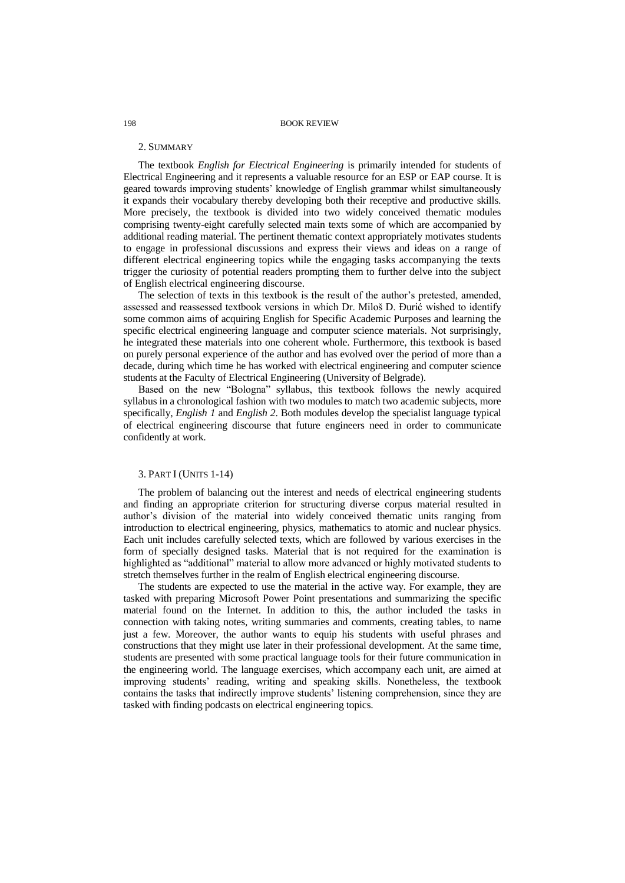## 2. SUMMARY

The textbook *English for Electrical Engineering* is primarily intended for students of Electrical Engineering and it represents a valuable resource for an ESP or EAP course. It is geared towards improving students' knowledge of English grammar whilst simultaneously it expands their vocabulary thereby developing both their receptive and productive skills. More precisely, the textbook is divided into two widely conceived thematic modules comprising twenty-eight carefully selected main texts some of which are accompanied by additional reading material. The pertinent thematic context appropriately motivates students to engage in professional discussions and express their views and ideas on a range of different electrical engineering topics while the engaging tasks accompanying the texts trigger the curiosity of potential readers prompting them to further delve into the subject of English electrical engineering discourse.

The selection of texts in this textbook is the result of the author's pretested, amended, assessed and reassessed textbook versions in which Dr. Miloš D. Đurić wished to identify some common aims of acquiring English for Specific Academic Purposes and learning the specific electrical engineering language and computer science materials. Not surprisingly, he integrated these materials into one coherent whole. Furthermore, this textbook is based on purely personal experience of the author and has evolved over the period of more than a decade, during which time he has worked with electrical engineering and computer science students at the Faculty of Electrical Engineering (University of Belgrade).

Based on the new "Bologna" syllabus, this textbook follows the newly acquired syllabus in a chronological fashion with two modules to match two academic subjects, more specifically, *English 1* and *English 2*. Both modules develop the specialist language typical of electrical engineering discourse that future engineers need in order to communicate confidently at work.

## 3. PART I (UNITS 1-14)

The problem of balancing out the interest and needs of electrical engineering students and finding an appropriate criterion for structuring diverse corpus material resulted in author's division of the material into widely conceived thematic units ranging from introduction to electrical engineering, physics, mathematics to atomic and nuclear physics. Each unit includes carefully selected texts, which are followed by various exercises in the form of specially designed tasks. Material that is not required for the examination is highlighted as "additional" material to allow more advanced or highly motivated students to stretch themselves further in the realm of English electrical engineering discourse.

The students are expected to use the material in the active way. For example, they are tasked with preparing Microsoft Power Point presentations and summarizing the specific material found on the Internet. In addition to this, the author included the tasks in connection with taking notes, writing summaries and comments, creating tables, to name just a few. Moreover, the author wants to equip his students with useful phrases and constructions that they might use later in their professional development. At the same time, students are presented with some practical language tools for their future communication in the engineering world. The language exercises, which accompany each unit, are aimed at improving students' reading, writing and speaking skills. Nonetheless, the textbook contains the tasks that indirectly improve students' listening comprehension, since they are tasked with finding podcasts on electrical engineering topics.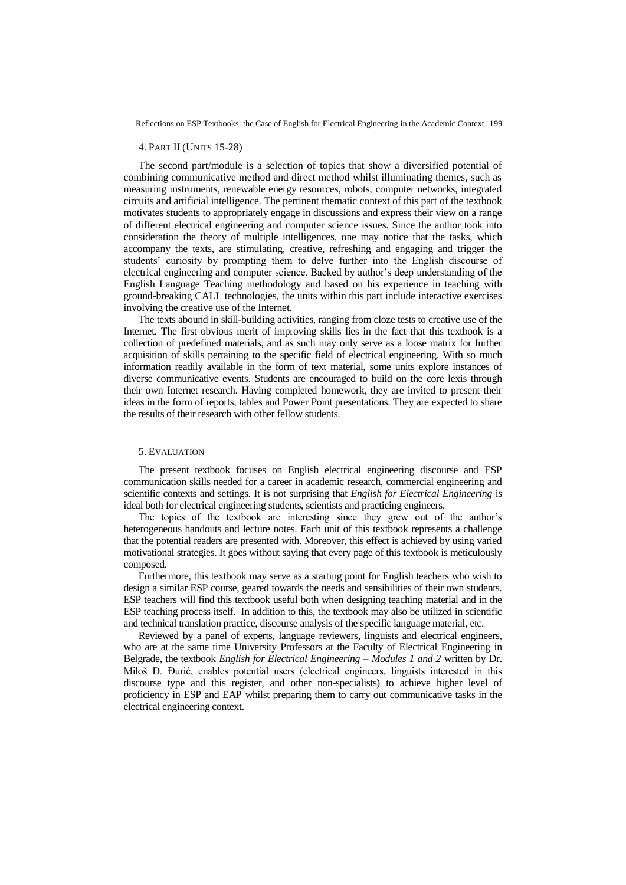## 4. PART II (UNITS 15-28)

The second part/module is a selection of topics that show a diversified potential of combining communicative method and direct method whilst illuminating themes, such as measuring instruments, renewable energy resources, robots, computer networks, integrated circuits and artificial intelligence. The pertinent thematic context of this part of the textbook motivates students to appropriately engage in discussions and express their view on a range of different electrical engineering and computer science issues. Since the author took into consideration the theory of multiple intelligences, one may notice that the tasks, which accompany the texts, are stimulating, creative, refreshing and engaging and trigger the students' curiosity by prompting them to delve further into the English discourse of electrical engineering and computer science. Backed by author's deep understanding of the English Language Teaching methodology and based on his experience in teaching with ground-breaking CALL technologies, the units within this part include interactive exercises involving the creative use of the Internet.

The texts abound in skill-building activities, ranging from cloze tests to creative use of the Internet. The first obvious merit of improving skills lies in the fact that this textbook is a collection of predefined materials, and as such may only serve as a loose matrix for further acquisition of skills pertaining to the specific field of electrical engineering. With so much information readily available in the form of text material, some units explore instances of diverse communicative events. Students are encouraged to build on the core lexis through their own Internet research. Having completed homework, they are invited to present their ideas in the form of reports, tables and Power Point presentations. They are expected to share the results of their research with other fellow students.

## 5. EVALUATION

The present textbook focuses on English electrical engineering discourse and ESP communication skills needed for a career in academic research, commercial engineering and scientific contexts and settings. It is not surprising that *English for Electrical Engineering* is ideal both for electrical engineering students, scientists and practicing engineers.

The topics of the textbook are interesting since they grew out of the author's heterogeneous handouts and lecture notes. Each unit of this textbook represents a challenge that the potential readers are presented with. Moreover, this effect is achieved by using varied motivational strategies. It goes without saying that every page of this textbook is meticulously composed.

Furthermore, this textbook may serve as a starting point for English teachers who wish to design a similar ESP course, geared towards the needs and sensibilities of their own students. ESP teachers will find this textbook useful both when designing teaching material and in the ESP teaching process itself. In addition to this, the textbook may also be utilized in scientific and technical translation practice, discourse analysis of the specific language material, etc.

Reviewed by a panel of experts, language reviewers, linguists and electrical engineers, who are at the same time University Professors at the Faculty of Electrical Engineering in Belgrade, the textbook *English for Electrical Engineering – Modules 1 and 2* written by Dr. Miloš D. Đurić, enables potential users (electrical engineers, linguists interested in this discourse type and this register, and other non-specialists) to achieve higher level of proficiency in ESP and EAP whilst preparing them to carry out communicative tasks in the electrical engineering context.